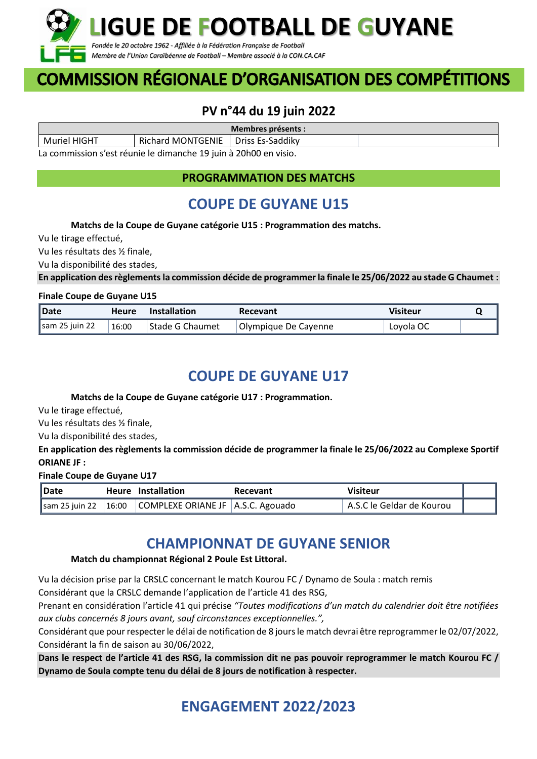# LIGUE DE FOOTBALL DE GUYANE

*Fondée le 20 octobre 1962 - Affiliée à la Fédération Française de Football*
*Membre de l'Union Caraïbéenne de Football – Membre associé à la CON.CA.CAF*

# COMMISSION RÉGIONALE D'ORGANISATION DES COMPÉTITIONS

## PV n°44 du 19 juin 2022

| Membres présents : | | | |
|---|---|---|---|
| Muriel HIGHT | Richard MONTGENIE | Driss Es-Saddiky | |

La commission s'est réunie le dimanche 19 juin à 20h00 en visio.

### PROGRAMMATION DES MATCHS

## COUPE DE GUYANE U15

**Matchs de la Coupe de Guyane catégorie U15 : Programmation des matchs.**

Vu le tirage effectué,
Vu les résultats des ½ finale,
Vu la disponibilité des stades,

**En application des règlements la commission décide de programmer la finale le 25/06/2022 au stade G Chaumet :**

**Finale Coupe de Guyane U15**

| Date | Heure | Installation | Recevant | Visiteur | Q |
|---|---|---|---|---|---|
| sam 25 juin 22 | 16:00 | Stade G Chaumet | Olympique De Cayenne | Loyola OC | |

## COUPE DE GUYANE U17

**Matchs de la Coupe de Guyane catégorie U17 : Programmation.**

Vu le tirage effectué,
Vu les résultats des ½ finale,
Vu la disponibilité des stades,

**En application des règlements la commission décide de programmer la finale le 25/06/2022 au Complexe Sportif ORIANE JF :**

**Finale Coupe de Guyane U17**

| Date | Heure | Installation | Recevant | Visiteur | |
|---|---|---|---|---|---|
| sam 25 juin 22 | 16:00 | COMPLEXE ORIANE JF | A.S.C. Agouado | A.S.C le Geldar de Kourou | |

## CHAMPIONNAT DE GUYANE SENIOR

**Match du championnat Régional 2 Poule Est Littoral.**

Vu la décision prise par la CRSLC concernant le match Kourou FC / Dynamo de Soula : match remis
Considérant que la CRSLC demande l'application de l'article 41 des RSG,
Prenant en considération l'article 41 qui précise *"Toutes modifications d'un match du calendrier doit être notifiées aux clubs concernés 8 jours avant, sauf circonstances exceptionnelles.",*
Considérant que pour respecter le délai de notification de 8 jours le match devrai être reprogrammer le 02/07/2022,
Considérant la fin de saison au 30/06/2022,

**Dans le respect de l'article 41 des RSG, la commission dit ne pas pouvoir reprogrammer le match Kourou FC / Dynamo de Soula compte tenu du délai de 8 jours de notification à respecter.**

## ENGAGEMENT 2022/2023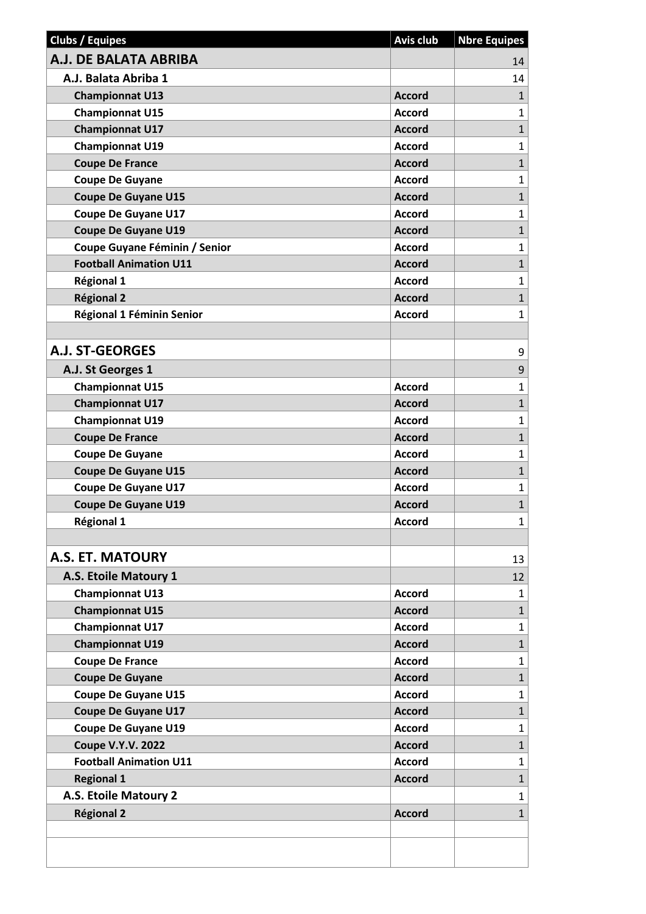| Clubs / Equipes | Avis club | Nbre Equipes |
|---|---|---|
| **A.J. DE BALATA ABRIBA** | | 14 |
| **A.J. Balata Abriba 1** | | 14 |
| **Championnat U13** | **Accord** | 1 |
| **Championnat U15** | **Accord** | 1 |
| **Championnat U17** | **Accord** | 1 |
| **Championnat U19** | **Accord** | 1 |
| **Coupe De France** | **Accord** | 1 |
| **Coupe De Guyane** | **Accord** | 1 |
| **Coupe De Guyane U15** | **Accord** | 1 |
| **Coupe De Guyane U17** | **Accord** | 1 |
| **Coupe De Guyane U19** | **Accord** | 1 |
| **Coupe Guyane Féminin / Senior** | **Accord** | 1 |
| **Football Animation U11** | **Accord** | 1 |
| **Régional 1** | **Accord** | 1 |
| **Régional 2** | **Accord** | 1 |
| **Régional 1 Féminin Senior** | **Accord** | 1 |
| | | |
| **A.J. ST-GEORGES** | | 9 |
| **A.J. St Georges 1** | | 9 |
| **Championnat U15** | **Accord** | 1 |
| **Championnat U17** | **Accord** | 1 |
| **Championnat U19** | **Accord** | 1 |
| **Coupe De France** | **Accord** | 1 |
| **Coupe De Guyane** | **Accord** | 1 |
| **Coupe De Guyane U15** | **Accord** | 1 |
| **Coupe De Guyane U17** | **Accord** | 1 |
| **Coupe De Guyane U19** | **Accord** | 1 |
| **Régional 1** | **Accord** | 1 |
| | | |
| **A.S. ET. MATOURY** | | 13 |
| **A.S. Etoile Matoury 1** | | 12 |
| **Championnat U13** | **Accord** | 1 |
| **Championnat U15** | **Accord** | 1 |
| **Championnat U17** | **Accord** | 1 |
| **Championnat U19** | **Accord** | 1 |
| **Coupe De France** | **Accord** | 1 |
| **Coupe De Guyane** | **Accord** | 1 |
| **Coupe De Guyane U15** | **Accord** | 1 |
| **Coupe De Guyane U17** | **Accord** | 1 |
| **Coupe De Guyane U19** | **Accord** | 1 |
| **Coupe V.Y.V. 2022** | **Accord** | 1 |
| **Football Animation U11** | **Accord** | 1 |
| **Regional 1** | **Accord** | 1 |
| **A.S. Etoile Matoury 2** | | 1 |
| **Régional 2** | **Accord** | 1 |
| | | |
| | | |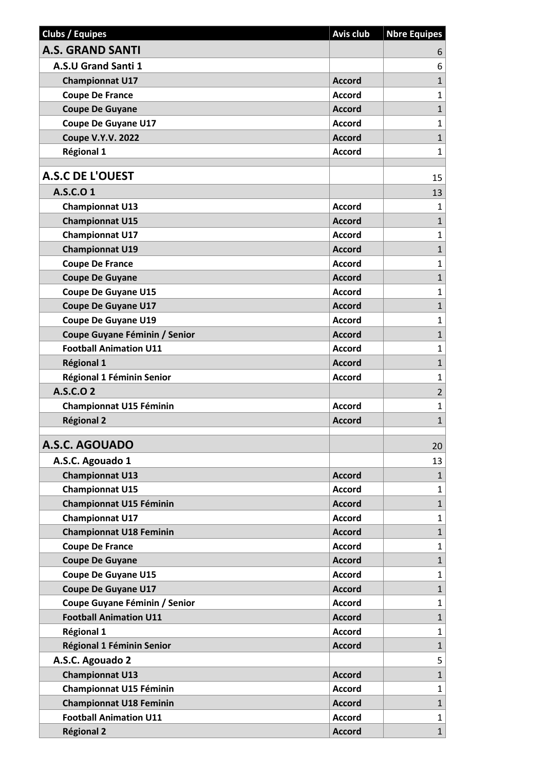| Clubs / Equipes | Avis club | Nbre Equipes |
|---|---|---|
| **A.S. GRAND SANTI** | | 6 |
| **A.S.U Grand Santi 1** | | 6 |
| **Championnat U17** | **Accord** | 1 |
| **Coupe De France** | **Accord** | 1 |
| **Coupe De Guyane** | **Accord** | 1 |
| **Coupe De Guyane U17** | **Accord** | 1 |
| **Coupe V.Y.V. 2022** | **Accord** | 1 |
| **Régional 1** | **Accord** | 1 |
| | | |
| **A.S.C DE L'OUEST** | | 15 |
| **A.S.C.O 1** | | 13 |
| **Championnat U13** | **Accord** | 1 |
| **Championnat U15** | **Accord** | 1 |
| **Championnat U17** | **Accord** | 1 |
| **Championnat U19** | **Accord** | 1 |
| **Coupe De France** | **Accord** | 1 |
| **Coupe De Guyane** | **Accord** | 1 |
| **Coupe De Guyane U15** | **Accord** | 1 |
| **Coupe De Guyane U17** | **Accord** | 1 |
| **Coupe De Guyane U19** | **Accord** | 1 |
| **Coupe Guyane Féminin / Senior** | **Accord** | 1 |
| **Football Animation U11** | **Accord** | 1 |
| **Régional 1** | **Accord** | 1 |
| **Régional 1 Féminin Senior** | **Accord** | 1 |
| **A.S.C.O 2** | | 2 |
| **Championnat U15 Féminin** | **Accord** | 1 |
| **Régional 2** | **Accord** | 1 |
| | | |
| **A.S.C. AGOUADO** | | 20 |
| **A.S.C. Agouado 1** | | 13 |
| **Championnat U13** | **Accord** | 1 |
| **Championnat U15** | **Accord** | 1 |
| **Championnat U15 Féminin** | **Accord** | 1 |
| **Championnat U17** | **Accord** | 1 |
| **Championnat U18 Feminin** | **Accord** | 1 |
| **Coupe De France** | **Accord** | 1 |
| **Coupe De Guyane** | **Accord** | 1 |
| **Coupe De Guyane U15** | **Accord** | 1 |
| **Coupe De Guyane U17** | **Accord** | 1 |
| **Coupe Guyane Féminin / Senior** | **Accord** | 1 |
| **Football Animation U11** | **Accord** | 1 |
| **Régional 1** | **Accord** | 1 |
| **Régional 1 Féminin Senior** | **Accord** | 1 |
| **A.S.C. Agouado 2** | | 5 |
| **Championnat U13** | **Accord** | 1 |
| **Championnat U15 Féminin** | **Accord** | 1 |
| **Championnat U18 Feminin** | **Accord** | 1 |
| **Football Animation U11** | **Accord** | 1 |
| **Régional 2** | **Accord** | 1 |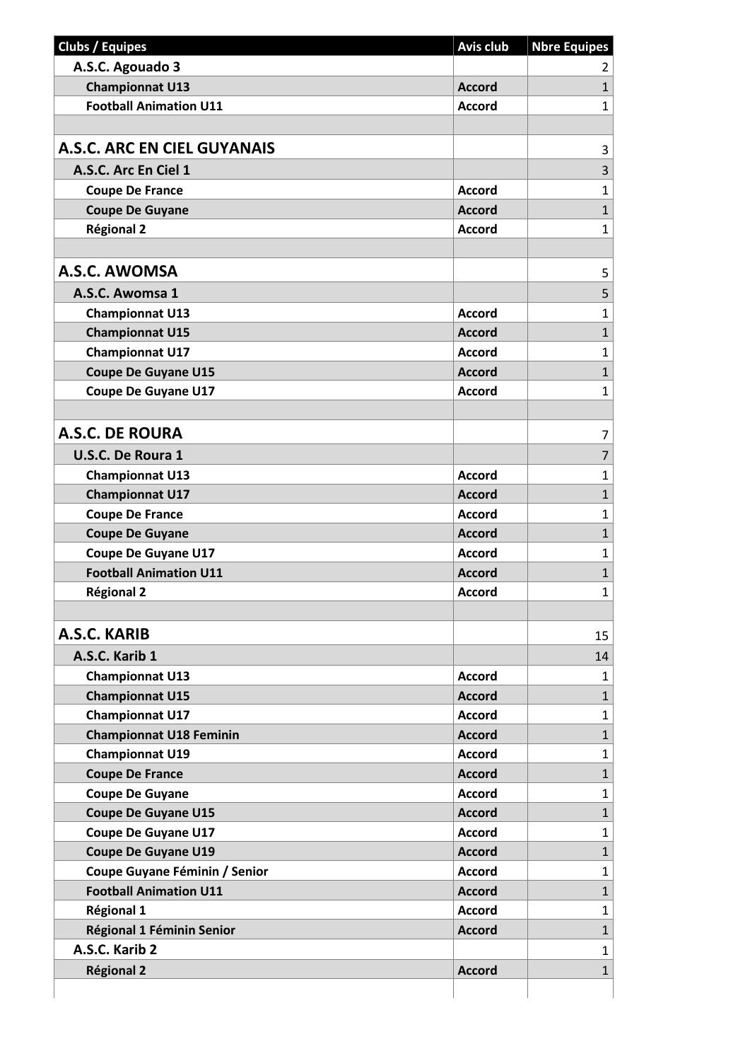| Clubs / Equipes | Avis club | Nbre Equipes |
|---|---|---|
| **A.S.C. Agouado 3** | | 2 |
| **Championnat U13** | **Accord** | 1 |
| **Football Animation U11** | **Accord** | 1 |
| | | |
| **A.S.C. ARC EN CIEL GUYANAIS** | | 3 |
| **A.S.C. Arc En Ciel 1** | | 3 |
| **Coupe De France** | **Accord** | 1 |
| **Coupe De Guyane** | **Accord** | 1 |
| **Régional 2** | **Accord** | 1 |
| | | |
| **A.S.C. AWOMSA** | | 5 |
| **A.S.C. Awomsa 1** | | 5 |
| **Championnat U13** | **Accord** | 1 |
| **Championnat U15** | **Accord** | 1 |
| **Championnat U17** | **Accord** | 1 |
| **Coupe De Guyane U15** | **Accord** | 1 |
| **Coupe De Guyane U17** | **Accord** | 1 |
| | | |
| **A.S.C. DE ROURA** | | 7 |
| **U.S.C. De Roura 1** | | 7 |
| **Championnat U13** | **Accord** | 1 |
| **Championnat U17** | **Accord** | 1 |
| **Coupe De France** | **Accord** | 1 |
| **Coupe De Guyane** | **Accord** | 1 |
| **Coupe De Guyane U17** | **Accord** | 1 |
| **Football Animation U11** | **Accord** | 1 |
| **Régional 2** | **Accord** | 1 |
| | | |
| **A.S.C. KARIB** | | 15 |
| **A.S.C. Karib 1** | | 14 |
| **Championnat U13** | **Accord** | 1 |
| **Championnat U15** | **Accord** | 1 |
| **Championnat U17** | **Accord** | 1 |
| **Championnat U18 Feminin** | **Accord** | 1 |
| **Championnat U19** | **Accord** | 1 |
| **Coupe De France** | **Accord** | 1 |
| **Coupe De Guyane** | **Accord** | 1 |
| **Coupe De Guyane U15** | **Accord** | 1 |
| **Coupe De Guyane U17** | **Accord** | 1 |
| **Coupe De Guyane U19** | **Accord** | 1 |
| **Coupe Guyane Féminin / Senior** | **Accord** | 1 |
| **Football Animation U11** | **Accord** | 1 |
| **Régional 1** | **Accord** | 1 |
| **Régional 1 Féminin Senior** | **Accord** | 1 |
| **A.S.C. Karib 2** | | 1 |
| **Régional 2** | **Accord** | 1 |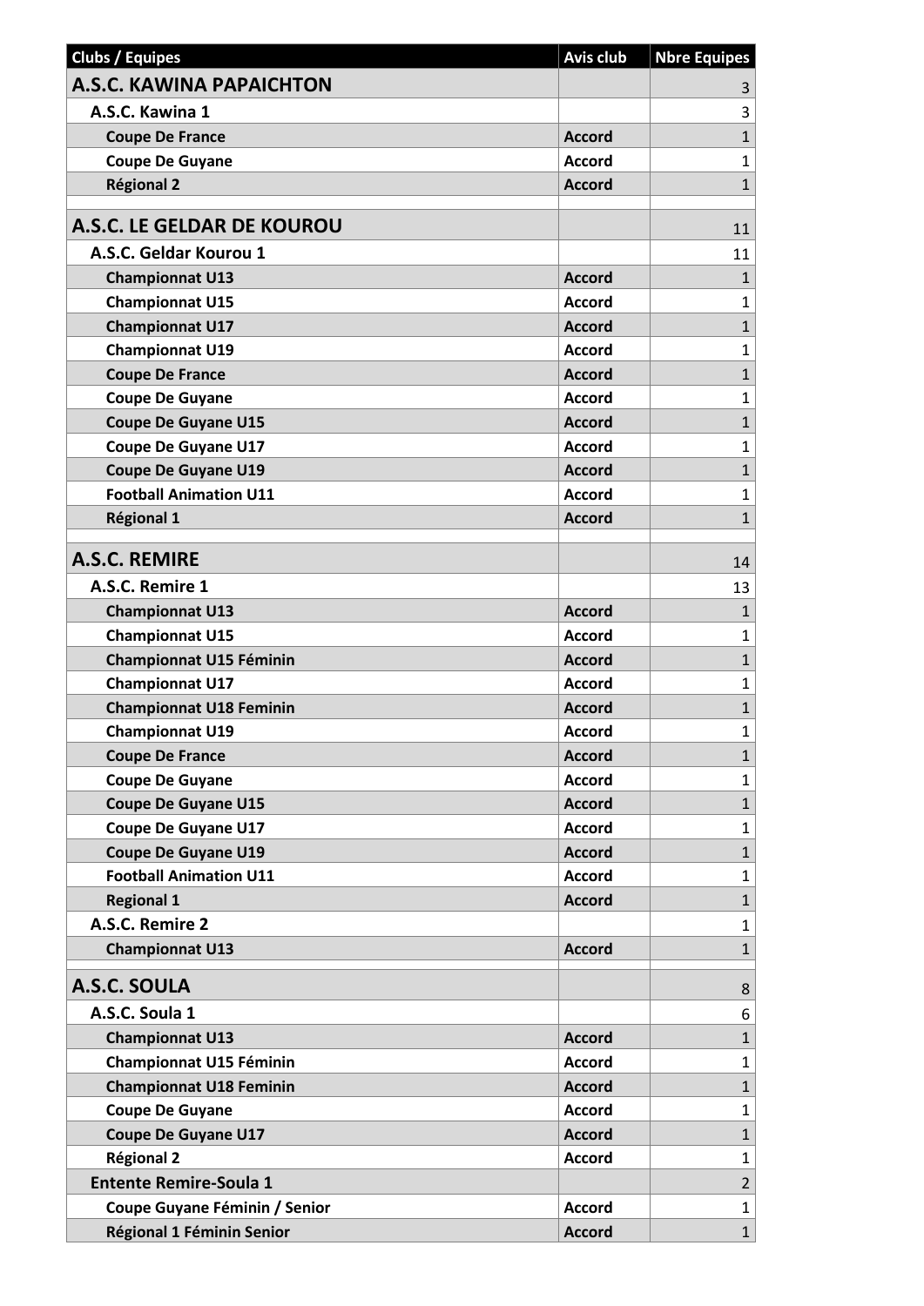| Clubs / Equipes | Avis club | Nbre Equipes |
| --- | --- | --- |
| **A.S.C. KAWINA PAPAICHTON** | | 3 |
| **A.S.C. Kawina 1** | | 3 |
| **Coupe De France** | **Accord** | 1 |
| **Coupe De Guyane** | **Accord** | 1 |
| **Régional 2** | **Accord** | 1 |
| | | |
| **A.S.C. LE GELDAR DE KOUROU** | | 11 |
| **A.S.C. Geldar Kourou 1** | | 11 |
| **Championnat U13** | **Accord** | 1 |
| **Championnat U15** | **Accord** | 1 |
| **Championnat U17** | **Accord** | 1 |
| **Championnat U19** | **Accord** | 1 |
| **Coupe De France** | **Accord** | 1 |
| **Coupe De Guyane** | **Accord** | 1 |
| **Coupe De Guyane U15** | **Accord** | 1 |
| **Coupe De Guyane U17** | **Accord** | 1 |
| **Coupe De Guyane U19** | **Accord** | 1 |
| **Football Animation U11** | **Accord** | 1 |
| **Régional 1** | **Accord** | 1 |
| | | |
| **A.S.C. REMIRE** | | 14 |
| **A.S.C. Remire 1** | | 13 |
| **Championnat U13** | **Accord** | 1 |
| **Championnat U15** | **Accord** | 1 |
| **Championnat U15 Féminin** | **Accord** | 1 |
| **Championnat U17** | **Accord** | 1 |
| **Championnat U18 Feminin** | **Accord** | 1 |
| **Championnat U19** | **Accord** | 1 |
| **Coupe De France** | **Accord** | 1 |
| **Coupe De Guyane** | **Accord** | 1 |
| **Coupe De Guyane U15** | **Accord** | 1 |
| **Coupe De Guyane U17** | **Accord** | 1 |
| **Coupe De Guyane U19** | **Accord** | 1 |
| **Football Animation U11** | **Accord** | 1 |
| **Regional 1** | **Accord** | 1 |
| **A.S.C. Remire 2** | | 1 |
| **Championnat U13** | **Accord** | 1 |
| | | |
| **A.S.C. SOULA** | | 8 |
| **A.S.C. Soula 1** | | 6 |
| **Championnat U13** | **Accord** | 1 |
| **Championnat U15 Féminin** | **Accord** | 1 |
| **Championnat U18 Feminin** | **Accord** | 1 |
| **Coupe De Guyane** | **Accord** | 1 |
| **Coupe De Guyane U17** | **Accord** | 1 |
| **Régional 2** | **Accord** | 1 |
| **Entente Remire-Soula 1** | | 2 |
| **Coupe Guyane Féminin / Senior** | **Accord** | 1 |
| **Régional 1 Féminin Senior** | **Accord** | 1 |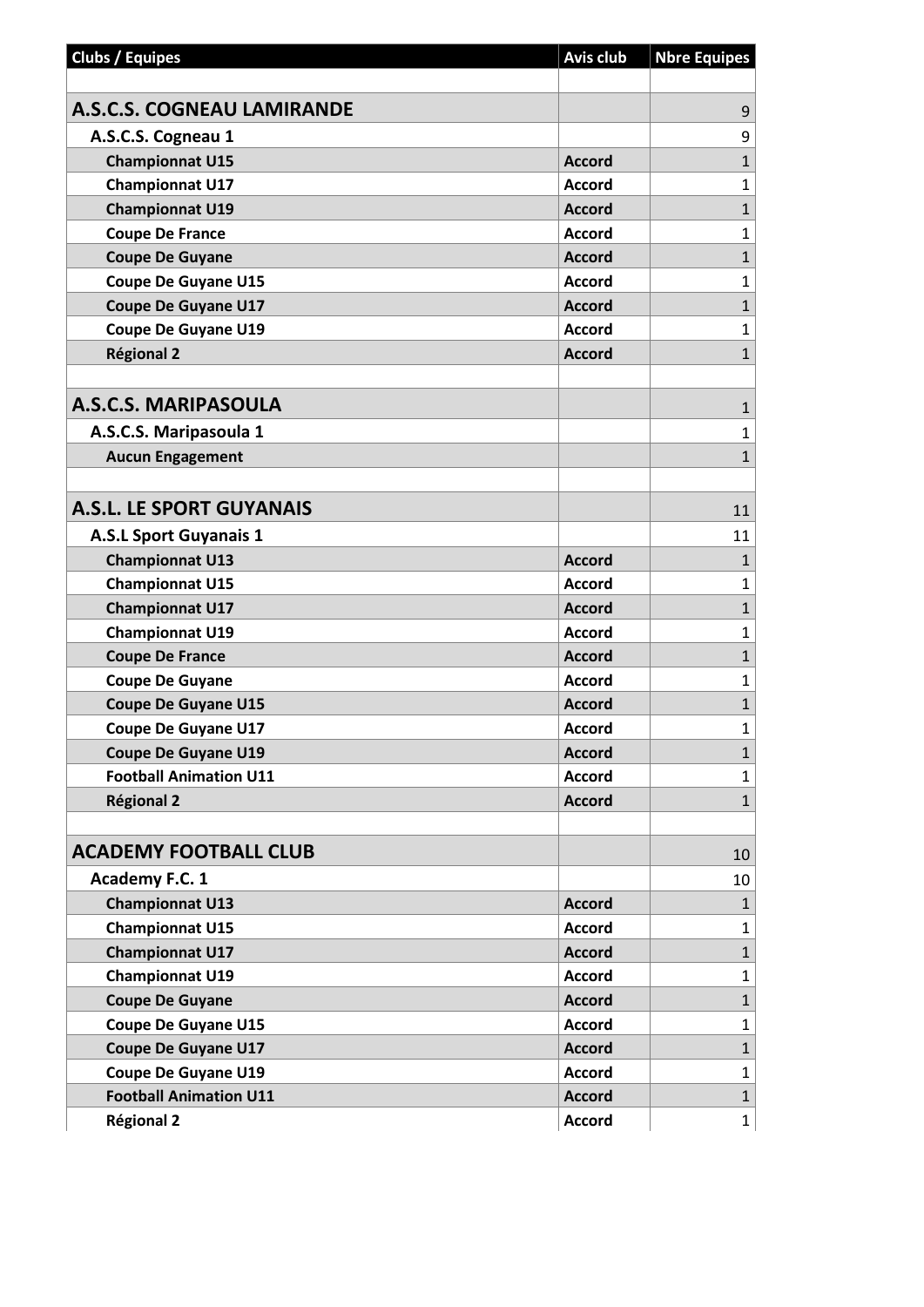| Clubs / Equipes | Avis club | Nbre Equipes |
|---|---|---|
| | | |
| **A.S.C.S. COGNEAU LAMIRANDE** | | 9 |
| **A.S.C.S. Cogneau 1** | | 9 |
| **Championnat U15** | **Accord** | 1 |
| **Championnat U17** | **Accord** | 1 |
| **Championnat U19** | **Accord** | 1 |
| **Coupe De France** | **Accord** | 1 |
| **Coupe De Guyane** | **Accord** | 1 |
| **Coupe De Guyane U15** | **Accord** | 1 |
| **Coupe De Guyane U17** | **Accord** | 1 |
| **Coupe De Guyane U19** | **Accord** | 1 |
| **Régional 2** | **Accord** | 1 |
| | | |
| **A.S.C.S. MARIPASOULA** | | 1 |
| **A.S.C.S. Maripasoula 1** | | 1 |
| **Aucun Engagement** | | 1 |
| | | |
| **A.S.L. LE SPORT GUYANAIS** | | 11 |
| **A.S.L Sport Guyanais 1** | | 11 |
| **Championnat U13** | **Accord** | 1 |
| **Championnat U15** | **Accord** | 1 |
| **Championnat U17** | **Accord** | 1 |
| **Championnat U19** | **Accord** | 1 |
| **Coupe De France** | **Accord** | 1 |
| **Coupe De Guyane** | **Accord** | 1 |
| **Coupe De Guyane U15** | **Accord** | 1 |
| **Coupe De Guyane U17** | **Accord** | 1 |
| **Coupe De Guyane U19** | **Accord** | 1 |
| **Football Animation U11** | **Accord** | 1 |
| **Régional 2** | **Accord** | 1 |
| | | |
| **ACADEMY FOOTBALL CLUB** | | 10 |
| **Academy F.C. 1** | | 10 |
| **Championnat U13** | **Accord** | 1 |
| **Championnat U15** | **Accord** | 1 |
| **Championnat U17** | **Accord** | 1 |
| **Championnat U19** | **Accord** | 1 |
| **Coupe De Guyane** | **Accord** | 1 |
| **Coupe De Guyane U15** | **Accord** | 1 |
| **Coupe De Guyane U17** | **Accord** | 1 |
| **Coupe De Guyane U19** | **Accord** | 1 |
| **Football Animation U11** | **Accord** | 1 |
| **Régional 2** | **Accord** | 1 |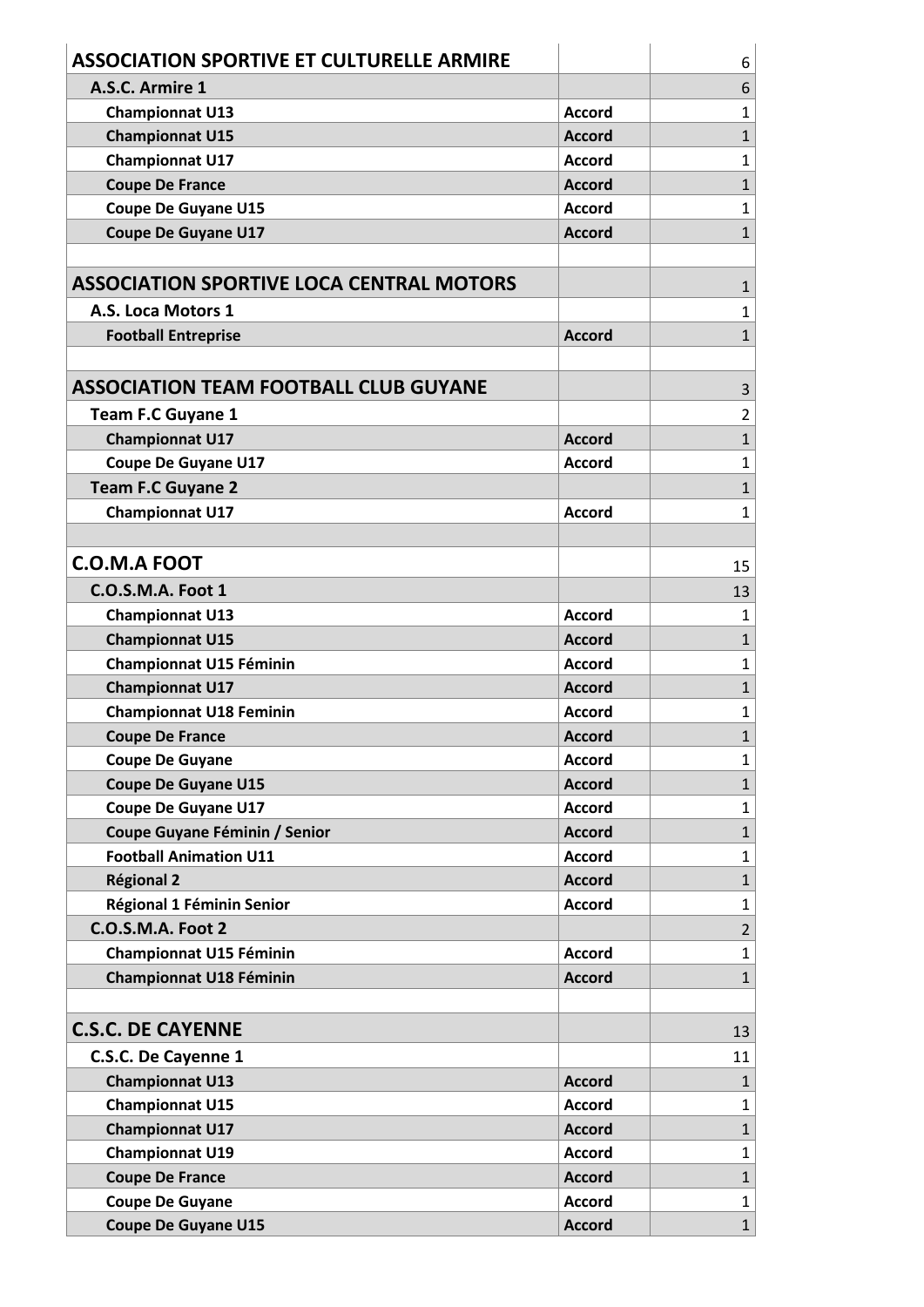| | | |
|---|---|---|
| **ASSOCIATION SPORTIVE ET CULTURELLE ARMIRE** | | 6 |
| **A.S.C. Armire 1** | | 6 |
| **Championnat U13** | **Accord** | 1 |
| **Championnat U15** | **Accord** | 1 |
| **Championnat U17** | **Accord** | 1 |
| **Coupe De France** | **Accord** | 1 |
| **Coupe De Guyane U15** | **Accord** | 1 |
| **Coupe De Guyane U17** | **Accord** | 1 |
| | | |
| **ASSOCIATION SPORTIVE LOCA CENTRAL MOTORS** | | 1 |
| **A.S. Loca Motors 1** | | 1 |
| **Football Entreprise** | **Accord** | 1 |
| | | |
| **ASSOCIATION TEAM FOOTBALL CLUB GUYANE** | | 3 |
| **Team F.C Guyane 1** | | 2 |
| **Championnat U17** | **Accord** | 1 |
| **Coupe De Guyane U17** | **Accord** | 1 |
| **Team F.C Guyane 2** | | 1 |
| **Championnat U17** | **Accord** | 1 |
| | | |
| **C.O.M.A FOOT** | | 15 |
| **C.O.S.M.A. Foot 1** | | 13 |
| **Championnat U13** | **Accord** | 1 |
| **Championnat U15** | **Accord** | 1 |
| **Championnat U15 Féminin** | **Accord** | 1 |
| **Championnat U17** | **Accord** | 1 |
| **Championnat U18 Feminin** | **Accord** | 1 |
| **Coupe De France** | **Accord** | 1 |
| **Coupe De Guyane** | **Accord** | 1 |
| **Coupe De Guyane U15** | **Accord** | 1 |
| **Coupe De Guyane U17** | **Accord** | 1 |
| **Coupe Guyane Féminin / Senior** | **Accord** | 1 |
| **Football Animation U11** | **Accord** | 1 |
| **Régional 2** | **Accord** | 1 |
| **Régional 1 Féminin Senior** | **Accord** | 1 |
| **C.O.S.M.A. Foot 2** | | 2 |
| **Championnat U15 Féminin** | **Accord** | 1 |
| **Championnat U18 Féminin** | **Accord** | 1 |
| | | |
| **C.S.C. DE CAYENNE** | | 13 |
| **C.S.C. De Cayenne 1** | | 11 |
| **Championnat U13** | **Accord** | 1 |
| **Championnat U15** | **Accord** | 1 |
| **Championnat U17** | **Accord** | 1 |
| **Championnat U19** | **Accord** | 1 |
| **Coupe De France** | **Accord** | 1 |
| **Coupe De Guyane** | **Accord** | 1 |
| **Coupe De Guyane U15** | **Accord** | 1 |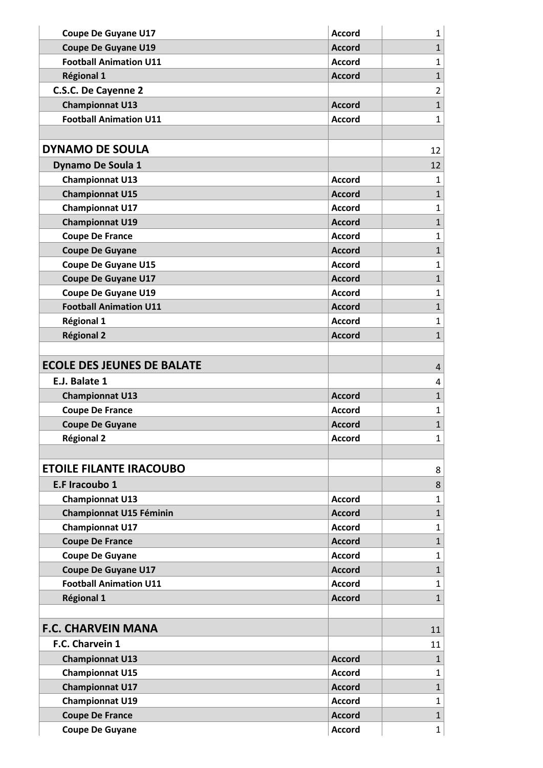| | | |
|---|---|---|
| Coupe De Guyane U17 | Accord | 1 |
| Coupe De Guyane U19 | Accord | 1 |
| Football Animation U11 | Accord | 1 |
| Régional 1 | Accord | 1 |
| C.S.C. De Cayenne 2 | | 2 |
| Championnat U13 | Accord | 1 |
| Football Animation U11 | Accord | 1 |
| | | |
| **DYNAMO DE SOULA** | | 12 |
| Dynamo De Soula 1 | | 12 |
| Championnat U13 | Accord | 1 |
| Championnat U15 | Accord | 1 |
| Championnat U17 | Accord | 1 |
| Championnat U19 | Accord | 1 |
| Coupe De France | Accord | 1 |
| Coupe De Guyane | Accord | 1 |
| Coupe De Guyane U15 | Accord | 1 |
| Coupe De Guyane U17 | Accord | 1 |
| Coupe De Guyane U19 | Accord | 1 |
| Football Animation U11 | Accord | 1 |
| Régional 1 | Accord | 1 |
| Régional 2 | Accord | 1 |
| | | |
| **ECOLE DES JEUNES DE BALATE** | | 4 |
| E.J. Balate 1 | | 4 |
| Championnat U13 | Accord | 1 |
| Coupe De France | Accord | 1 |
| Coupe De Guyane | Accord | 1 |
| Régional 2 | Accord | 1 |
| | | |
| **ETOILE FILANTE IRACOUBO** | | 8 |
| E.F Iracoubo 1 | | 8 |
| Championnat U13 | Accord | 1 |
| Championnat U15 Féminin | Accord | 1 |
| Championnat U17 | Accord | 1 |
| Coupe De France | Accord | 1 |
| Coupe De Guyane | Accord | 1 |
| Coupe De Guyane U17 | Accord | 1 |
| Football Animation U11 | Accord | 1 |
| Régional 1 | Accord | 1 |
| | | |
| **F.C. CHARVEIN MANA** | | 11 |
| F.C. Charvein 1 | | 11 |
| Championnat U13 | Accord | 1 |
| Championnat U15 | Accord | 1 |
| Championnat U17 | Accord | 1 |
| Championnat U19 | Accord | 1 |
| Coupe De France | Accord | 1 |
| Coupe De Guyane | Accord | 1 |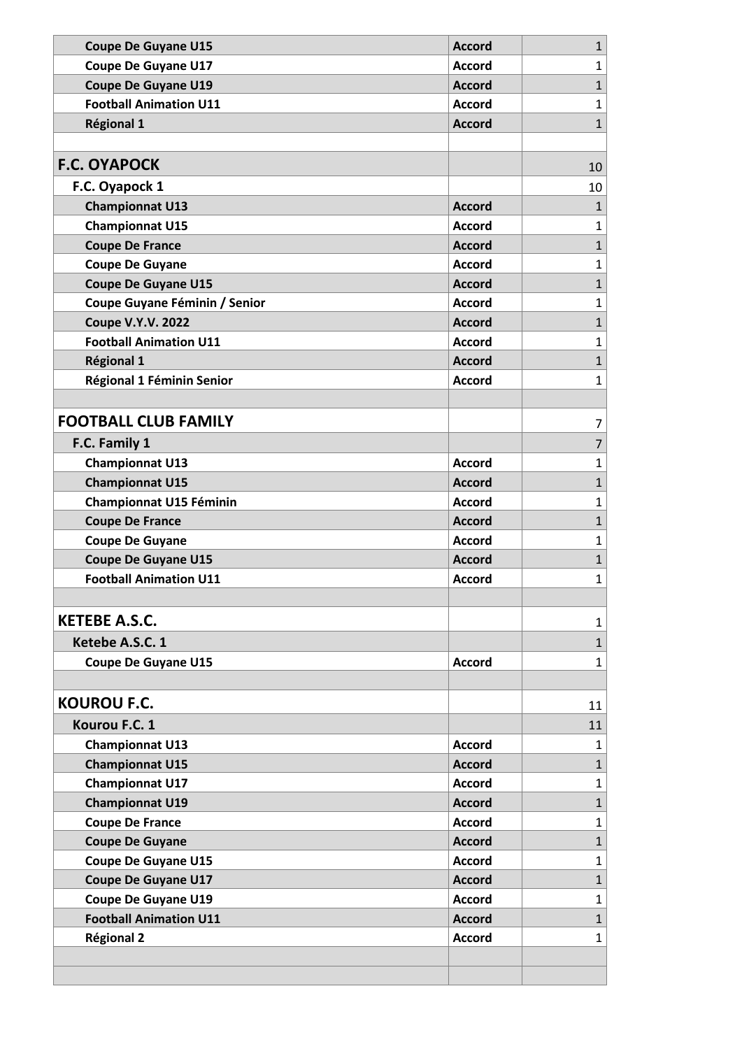| | | |
|---|---|---|
| **Coupe De Guyane U15** | **Accord** | 1 |
| **Coupe De Guyane U17** | **Accord** | 1 |
| **Coupe De Guyane U19** | **Accord** | 1 |
| **Football Animation U11** | **Accord** | 1 |
| **Régional 1** | **Accord** | 1 |
| | | |
| **F.C. OYAPOCK** | | 10 |
| **F.C. Oyapock 1** | | 10 |
| **Championnat U13** | **Accord** | 1 |
| **Championnat U15** | **Accord** | 1 |
| **Coupe De France** | **Accord** | 1 |
| **Coupe De Guyane** | **Accord** | 1 |
| **Coupe De Guyane U15** | **Accord** | 1 |
| **Coupe Guyane Féminin / Senior** | **Accord** | 1 |
| **Coupe V.Y.V. 2022** | **Accord** | 1 |
| **Football Animation U11** | **Accord** | 1 |
| **Régional 1** | **Accord** | 1 |
| **Régional 1 Féminin Senior** | **Accord** | 1 |
| | | |
| **FOOTBALL CLUB FAMILY** | | 7 |
| **F.C. Family 1** | | 7 |
| **Championnat U13** | **Accord** | 1 |
| **Championnat U15** | **Accord** | 1 |
| **Championnat U15 Féminin** | **Accord** | 1 |
| **Coupe De France** | **Accord** | 1 |
| **Coupe De Guyane** | **Accord** | 1 |
| **Coupe De Guyane U15** | **Accord** | 1 |
| **Football Animation U11** | **Accord** | 1 |
| | | |
| **KETEBE A.S.C.** | | 1 |
| **Ketebe A.S.C. 1** | | 1 |
| **Coupe De Guyane U15** | **Accord** | 1 |
| | | |
| **KOUROU F.C.** | | 11 |
| **Kourou F.C. 1** | | 11 |
| **Championnat U13** | **Accord** | 1 |
| **Championnat U15** | **Accord** | 1 |
| **Championnat U17** | **Accord** | 1 |
| **Championnat U19** | **Accord** | 1 |
| **Coupe De France** | **Accord** | 1 |
| **Coupe De Guyane** | **Accord** | 1 |
| **Coupe De Guyane U15** | **Accord** | 1 |
| **Coupe De Guyane U17** | **Accord** | 1 |
| **Coupe De Guyane U19** | **Accord** | 1 |
| **Football Animation U11** | **Accord** | 1 |
| **Régional 2** | **Accord** | 1 |
| | | |
| | | |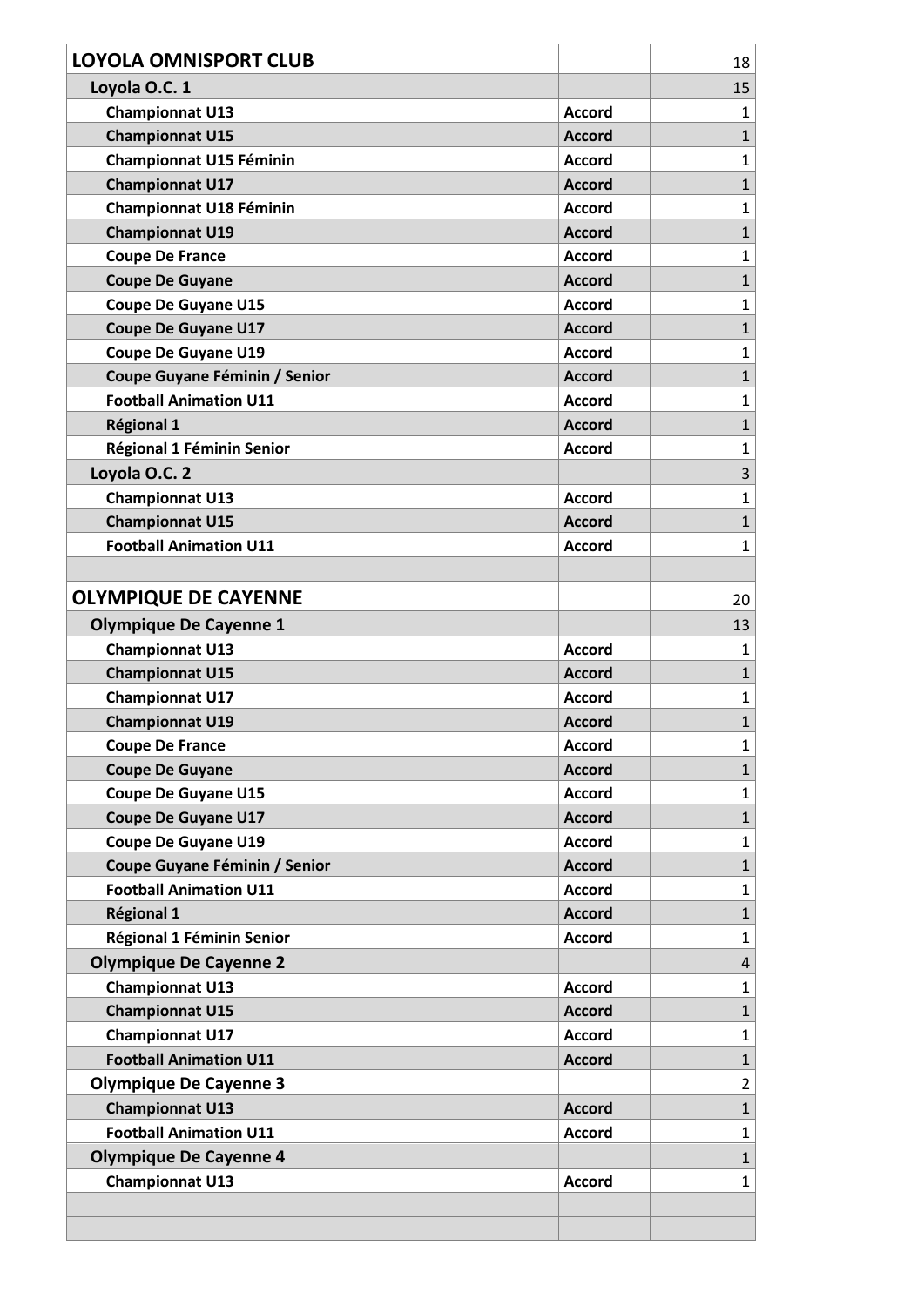| | | |
|---|---|---|
| **LOYOLA OMNISPORT CLUB** | | 18 |
| **Loyola O.C. 1** | | 15 |
| **Championnat U13** | **Accord** | 1 |
| **Championnat U15** | **Accord** | 1 |
| **Championnat U15 Féminin** | **Accord** | 1 |
| **Championnat U17** | **Accord** | 1 |
| **Championnat U18 Féminin** | **Accord** | 1 |
| **Championnat U19** | **Accord** | 1 |
| **Coupe De France** | **Accord** | 1 |
| **Coupe De Guyane** | **Accord** | 1 |
| **Coupe De Guyane U15** | **Accord** | 1 |
| **Coupe De Guyane U17** | **Accord** | 1 |
| **Coupe De Guyane U19** | **Accord** | 1 |
| **Coupe Guyane Féminin / Senior** | **Accord** | 1 |
| **Football Animation U11** | **Accord** | 1 |
| **Régional 1** | **Accord** | 1 |
| **Régional 1 Féminin Senior** | **Accord** | 1 |
| **Loyola O.C. 2** | | 3 |
| **Championnat U13** | **Accord** | 1 |
| **Championnat U15** | **Accord** | 1 |
| **Football Animation U11** | **Accord** | 1 |
| | | |
| **OLYMPIQUE DE CAYENNE** | | 20 |
| **Olympique De Cayenne 1** | | 13 |
| **Championnat U13** | **Accord** | 1 |
| **Championnat U15** | **Accord** | 1 |
| **Championnat U17** | **Accord** | 1 |
| **Championnat U19** | **Accord** | 1 |
| **Coupe De France** | **Accord** | 1 |
| **Coupe De Guyane** | **Accord** | 1 |
| **Coupe De Guyane U15** | **Accord** | 1 |
| **Coupe De Guyane U17** | **Accord** | 1 |
| **Coupe De Guyane U19** | **Accord** | 1 |
| **Coupe Guyane Féminin / Senior** | **Accord** | 1 |
| **Football Animation U11** | **Accord** | 1 |
| **Régional 1** | **Accord** | 1 |
| **Régional 1 Féminin Senior** | **Accord** | 1 |
| **Olympique De Cayenne 2** | | 4 |
| **Championnat U13** | **Accord** | 1 |
| **Championnat U15** | **Accord** | 1 |
| **Championnat U17** | **Accord** | 1 |
| **Football Animation U11** | **Accord** | 1 |
| **Olympique De Cayenne 3** | | 2 |
| **Championnat U13** | **Accord** | 1 |
| **Football Animation U11** | **Accord** | 1 |
| **Olympique De Cayenne 4** | | 1 |
| **Championnat U13** | **Accord** | 1 |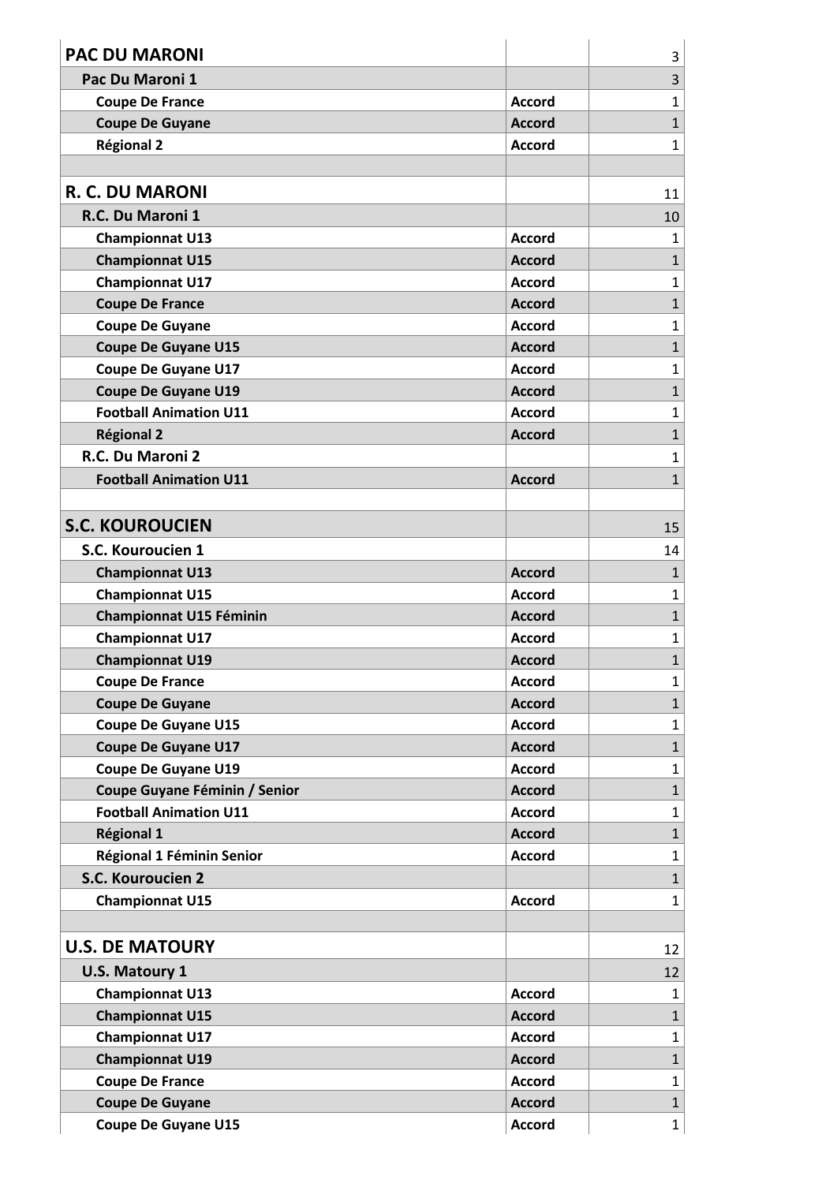| | | |
|---|---|---|
| **PAC DU MARONI** | | 3 |
| **Pac Du Maroni 1** | | 3 |
| **Coupe De France** | **Accord** | 1 |
| **Coupe De Guyane** | **Accord** | 1 |
| **Régional 2** | **Accord** | 1 |
| | | |
| **R. C. DU MARONI** | | 11 |
| **R.C. Du Maroni 1** | | 10 |
| **Championnat U13** | **Accord** | 1 |
| **Championnat U15** | **Accord** | 1 |
| **Championnat U17** | **Accord** | 1 |
| **Coupe De France** | **Accord** | 1 |
| **Coupe De Guyane** | **Accord** | 1 |
| **Coupe De Guyane U15** | **Accord** | 1 |
| **Coupe De Guyane U17** | **Accord** | 1 |
| **Coupe De Guyane U19** | **Accord** | 1 |
| **Football Animation U11** | **Accord** | 1 |
| **Régional 2** | **Accord** | 1 |
| **R.C. Du Maroni 2** | | 1 |
| **Football Animation U11** | **Accord** | 1 |
| | | |
| **S.C. KOUROUCIEN** | | 15 |
| **S.C. Kouroucien 1** | | 14 |
| **Championnat U13** | **Accord** | 1 |
| **Championnat U15** | **Accord** | 1 |
| **Championnat U15 Féminin** | **Accord** | 1 |
| **Championnat U17** | **Accord** | 1 |
| **Championnat U19** | **Accord** | 1 |
| **Coupe De France** | **Accord** | 1 |
| **Coupe De Guyane** | **Accord** | 1 |
| **Coupe De Guyane U15** | **Accord** | 1 |
| **Coupe De Guyane U17** | **Accord** | 1 |
| **Coupe De Guyane U19** | **Accord** | 1 |
| **Coupe Guyane Féminin / Senior** | **Accord** | 1 |
| **Football Animation U11** | **Accord** | 1 |
| **Régional 1** | **Accord** | 1 |
| **Régional 1 Féminin Senior** | **Accord** | 1 |
| **S.C. Kouroucien 2** | | 1 |
| **Championnat U15** | **Accord** | 1 |
| | | |
| **U.S. DE MATOURY** | | 12 |
| **U.S. Matoury 1** | | 12 |
| **Championnat U13** | **Accord** | 1 |
| **Championnat U15** | **Accord** | 1 |
| **Championnat U17** | **Accord** | 1 |
| **Championnat U19** | **Accord** | 1 |
| **Coupe De France** | **Accord** | 1 |
| **Coupe De Guyane** | **Accord** | 1 |
| **Coupe De Guyane U15** | **Accord** | 1 |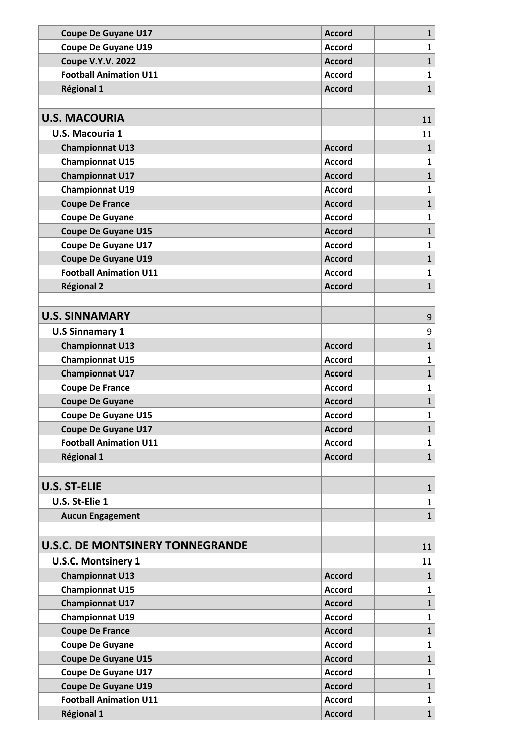| | | |
|---|---|---|
| **Coupe De Guyane U17** | **Accord** | 1 |
| **Coupe De Guyane U19** | **Accord** | 1 |
| **Coupe V.Y.V. 2022** | **Accord** | 1 |
| **Football Animation U11** | **Accord** | 1 |
| **Régional 1** | **Accord** | 1 |
| | | |
| **U.S. MACOURIA** | | 11 |
| **U.S. Macouria 1** | | 11 |
| **Championnat U13** | **Accord** | 1 |
| **Championnat U15** | **Accord** | 1 |
| **Championnat U17** | **Accord** | 1 |
| **Championnat U19** | **Accord** | 1 |
| **Coupe De France** | **Accord** | 1 |
| **Coupe De Guyane** | **Accord** | 1 |
| **Coupe De Guyane U15** | **Accord** | 1 |
| **Coupe De Guyane U17** | **Accord** | 1 |
| **Coupe De Guyane U19** | **Accord** | 1 |
| **Football Animation U11** | **Accord** | 1 |
| **Régional 2** | **Accord** | 1 |
| | | |
| **U.S. SINNAMARY** | | 9 |
| **U.S Sinnamary 1** | | 9 |
| **Championnat U13** | **Accord** | 1 |
| **Championnat U15** | **Accord** | 1 |
| **Championnat U17** | **Accord** | 1 |
| **Coupe De France** | **Accord** | 1 |
| **Coupe De Guyane** | **Accord** | 1 |
| **Coupe De Guyane U15** | **Accord** | 1 |
| **Coupe De Guyane U17** | **Accord** | 1 |
| **Football Animation U11** | **Accord** | 1 |
| **Régional 1** | **Accord** | 1 |
| | | |
| **U.S. ST-ELIE** | | 1 |
| **U.S. St-Elie 1** | | 1 |
| **Aucun Engagement** | | 1 |
| | | |
| **U.S.C. DE MONTSINERY TONNEGRANDE** | | 11 |
| **U.S.C. Montsinery 1** | | 11 |
| **Championnat U13** | **Accord** | 1 |
| **Championnat U15** | **Accord** | 1 |
| **Championnat U17** | **Accord** | 1 |
| **Championnat U19** | **Accord** | 1 |
| **Coupe De France** | **Accord** | 1 |
| **Coupe De Guyane** | **Accord** | 1 |
| **Coupe De Guyane U15** | **Accord** | 1 |
| **Coupe De Guyane U17** | **Accord** | 1 |
| **Coupe De Guyane U19** | **Accord** | 1 |
| **Football Animation U11** | **Accord** | 1 |
| **Régional 1** | **Accord** | 1 |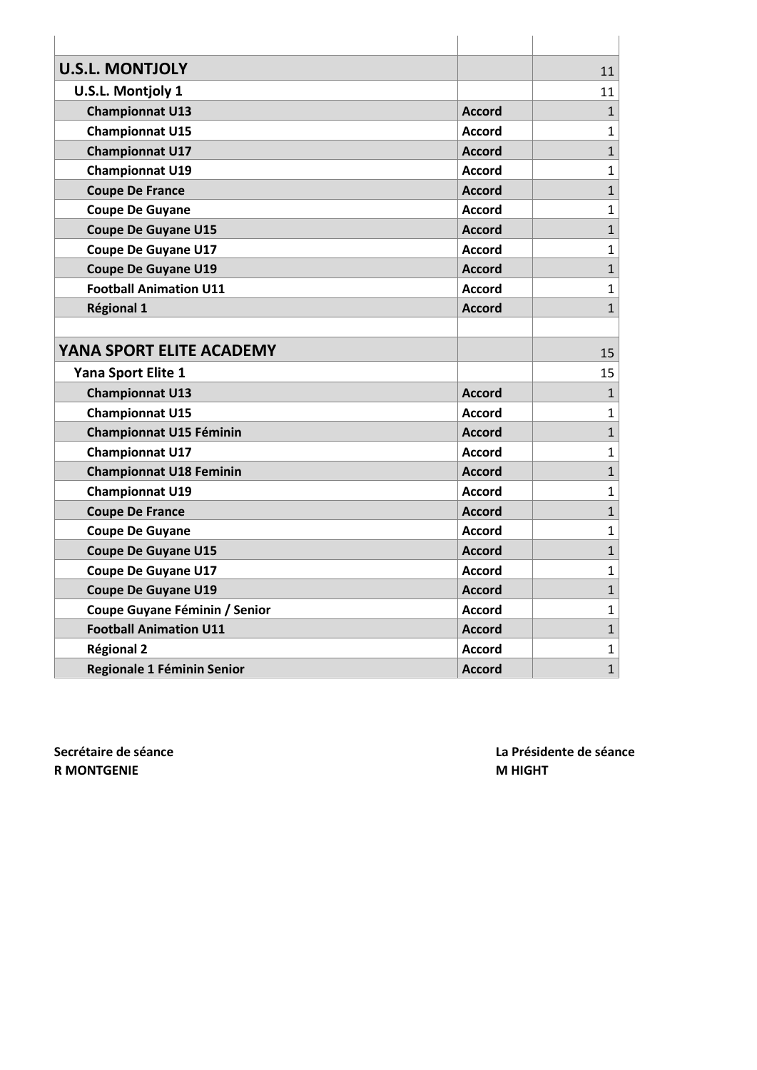| | | |
|---|---|---|
| **U.S.L. MONTJOLY** | | 11 |
| **U.S.L. Montjoly 1** | | 11 |
| **Championnat U13** | **Accord** | 1 |
| **Championnat U15** | **Accord** | 1 |
| **Championnat U17** | **Accord** | 1 |
| **Championnat U19** | **Accord** | 1 |
| **Coupe De France** | **Accord** | 1 |
| **Coupe De Guyane** | **Accord** | 1 |
| **Coupe De Guyane U15** | **Accord** | 1 |
| **Coupe De Guyane U17** | **Accord** | 1 |
| **Coupe De Guyane U19** | **Accord** | 1 |
| **Football Animation U11** | **Accord** | 1 |
| **Régional 1** | **Accord** | 1 |
| | | |
| **YANA SPORT ELITE ACADEMY** | | 15 |
| **Yana Sport Elite 1** | | 15 |
| **Championnat U13** | **Accord** | 1 |
| **Championnat U15** | **Accord** | 1 |
| **Championnat U15 Féminin** | **Accord** | 1 |
| **Championnat U17** | **Accord** | 1 |
| **Championnat U18 Feminin** | **Accord** | 1 |
| **Championnat U19** | **Accord** | 1 |
| **Coupe De France** | **Accord** | 1 |
| **Coupe De Guyane** | **Accord** | 1 |
| **Coupe De Guyane U15** | **Accord** | 1 |
| **Coupe De Guyane U17** | **Accord** | 1 |
| **Coupe De Guyane U19** | **Accord** | 1 |
| **Coupe Guyane Féminin / Senior** | **Accord** | 1 |
| **Football Animation U11** | **Accord** | 1 |
| **Régional 2** | **Accord** | 1 |
| **Regionale 1 Féminin Senior** | **Accord** | 1 |

**Secrétaire de séance**
**R MONTGENIE**

**La Présidente de séance**
**M HIGHT**